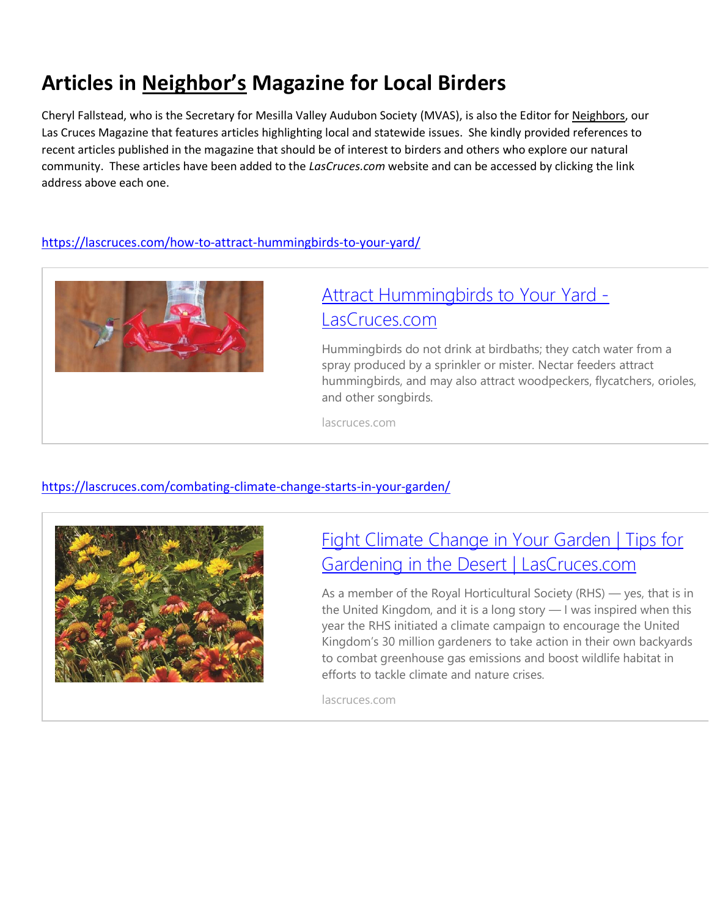# Articles in Neighbor's Magazine for Local Birders

Cheryl Fallstead, who is the Secretary for Mesilla Valley Audubon Society (MVAS), is also the Editor for Neighbors, our Las Cruces Magazine that features articles highlighting local and statewide issues. She kindly provided references to recent articles published in the magazine that should be of interest to birders and others who explore our natural community. These articles have been added to the *LasCruces.com* website and can be accessed by clicking the link address above each one.

https://lascruces.com/how-to-attract-hummingbirds-to-your-yard/

[Attract Hummingbirds to Your Yard - LasCruces.com](https://lascruces.com/how-to-attract-hummingbirds-to-your-yard/)

Hummingbirds do not drink at birdbaths; they catch water from a spray produced by a sprinkler or mister. Nectar feeders attract hummingbirds, and may also attract woodpeckers, flycatchers, orioles, and other songbirds.

lascruces.com

https://lascruces.com/combating-climate-change-starts-in-your-garden/

[Fight Climate Change in Your Garden | Tips for Gardening in the Desert | LasCruces.com](https://lascruces.com/combating-climate-change-starts-in-your-garden/)

As a member of the Royal Horticultural Society (RHS) — yes, that is in the United Kingdom, and it is a long story — I was inspired when this year the RHS initiated a climate campaign to encourage the United Kingdom's 30 million gardeners to take action in their own backyards to combat greenhouse gas emissions and boost wildlife habitat in efforts to tackle climate and nature crises.

lascruces.com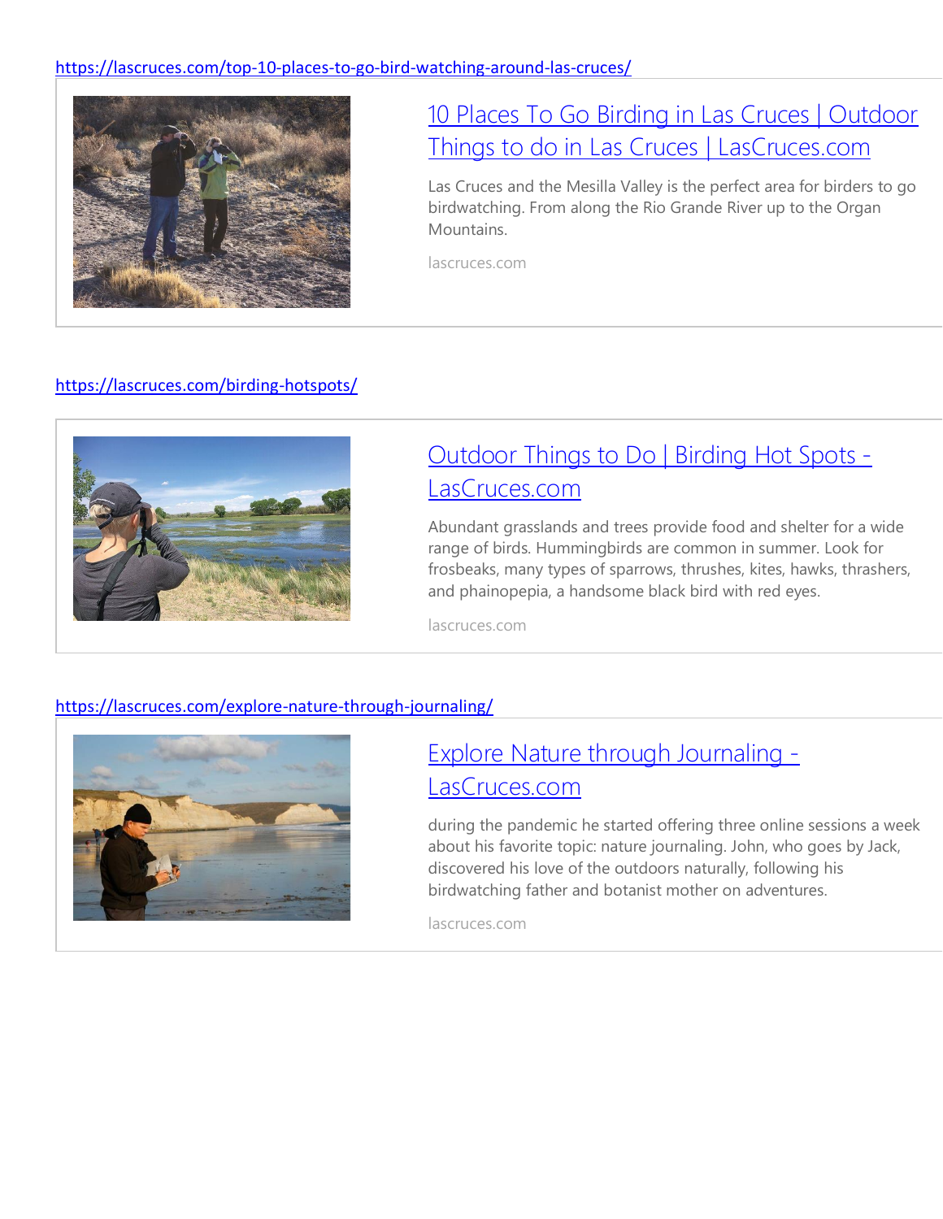https://lascruces.com/top-10-places-to-go-bird-watching-around-las-cruces/

[10 Places To Go Birding in Las Cruces | Outdoor Things to do in Las Cruces | LasCruces.com](https://lascruces.com/top-10-places-to-go-bird-watching-around-las-cruces/)

Las Cruces and the Mesilla Valley is the perfect area for birders to go birdwatching. From along the Rio Grande River up to the Organ Mountains.

lascruces.com

https://lascruces.com/birding-hotspots/

[Outdoor Things to Do | Birding Hot Spots - LasCruces.com](https://lascruces.com/birding-hotspots/)

Abundant grasslands and trees provide food and shelter for a wide range of birds. Hummingbirds are common in summer. Look for frosbeaks, many types of sparrows, thrushes, kites, hawks, thrashers, and phainopepia, a handsome black bird with red eyes.

lascruces.com

https://lascruces.com/explore-nature-through-journaling/

[Explore Nature through Journaling - LasCruces.com](https://lascruces.com/explore-nature-through-journaling/)

during the pandemic he started offering three online sessions a week about his favorite topic: nature journaling. John, who goes by Jack, discovered his love of the outdoors naturally, following his birdwatching father and botanist mother on adventures.

lascruces.com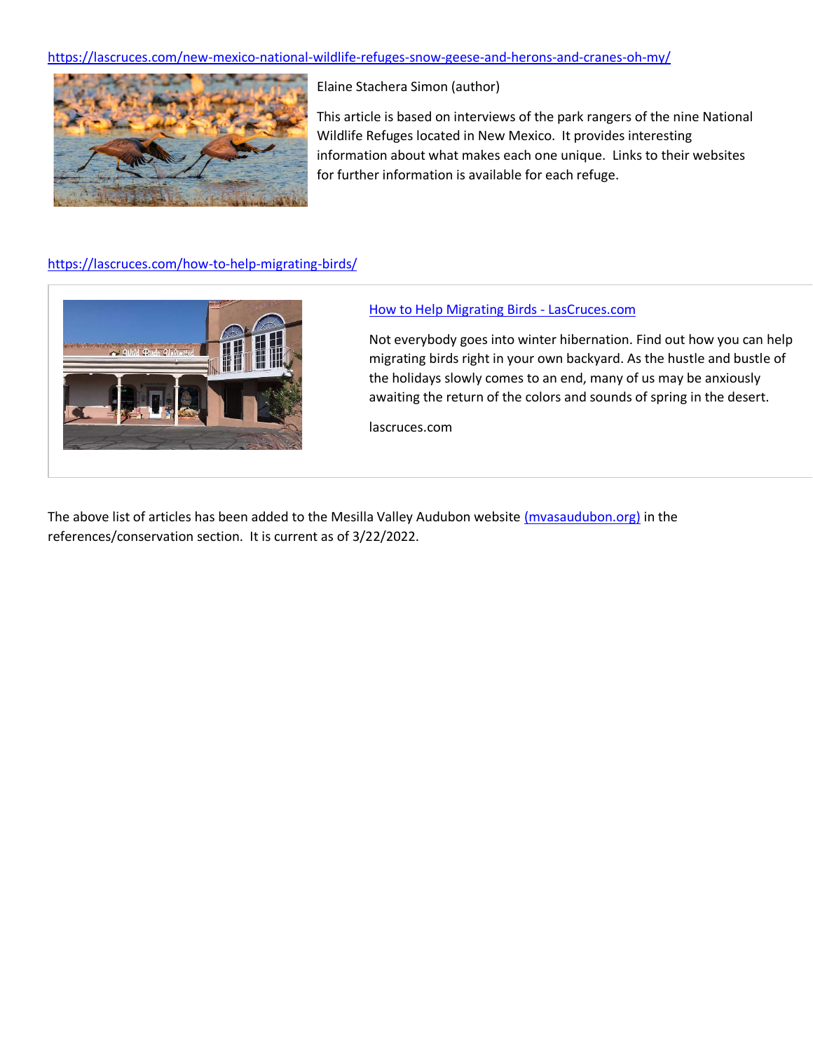https://lascruces.com/new-mexico-national-wildlife-refuges-snow-geese-and-herons-and-cranes-oh-my/

Elaine Stachera Simon (author)

This article is based on interviews of the park rangers of the nine National Wildlife Refuges located in New Mexico. It provides interesting information about what makes each one unique. Links to their websites for further information is available for each refuge.

https://lascruces.com/how-to-help-migrating-birds/

How to Help Migrating Birds - LasCruces.com

Not everybody goes into winter hibernation. Find out how you can help migrating birds right in your own backyard. As the hustle and bustle of the holidays slowly comes to an end, many of us may be anxiously awaiting the return of the colors and sounds of spring in the desert.

lascruces.com

The above list of articles has been added to the Mesilla Valley Audubon website (mvasaudubon.org) in the references/conservation section. It is current as of 3/22/2022.